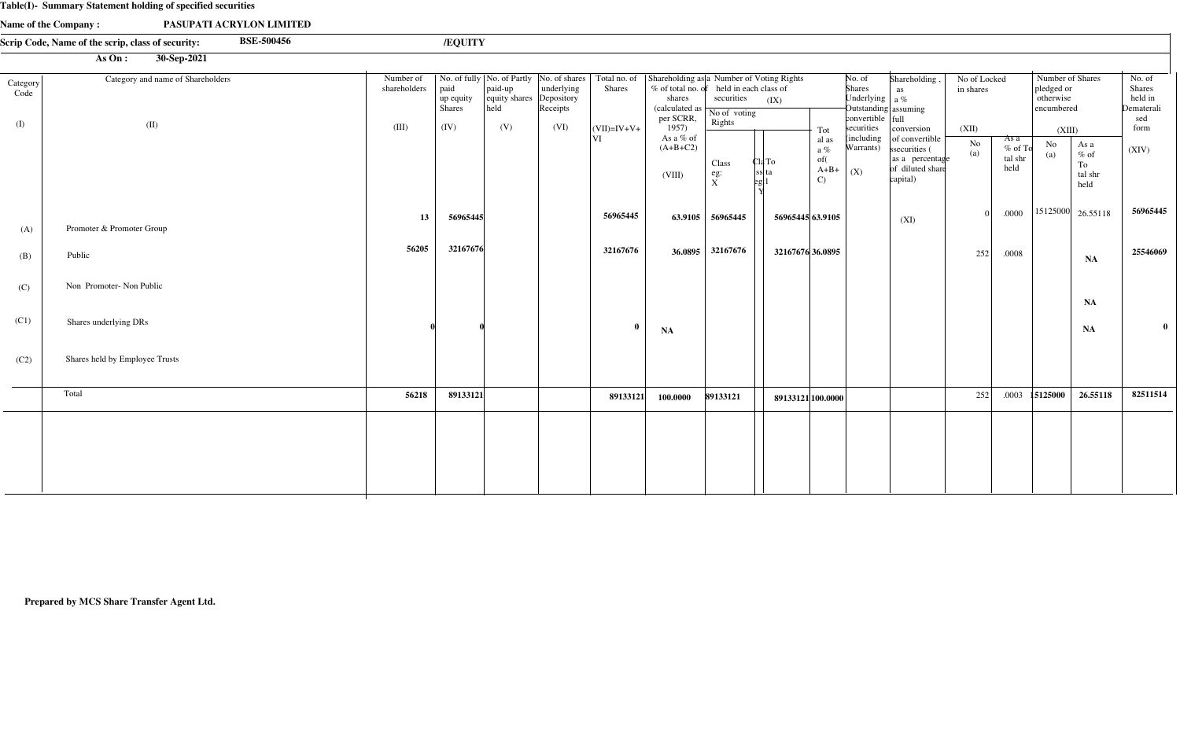**Table(I)- Summary Statement holding of specified securities**

**Name of the Company : PASUPATI ACRYLON LIMITED**

**Scrip Code, Name of the scrip, class of security: BSE-500456 /EQUITY**

**As On : 30-Sep-2021**

| Category Code (I) | Category and name of Shareholders (II) | Number of shareholders (III) | No. of fully paid up equity Shares (IV) | No. of Partly paid-up equity shares held (V) | No. of shares underlying Depository Receipts (VI) | Total no. of Shares (VII)=IV+V+VI | Shareholding as a % of total no. of shares (calculated as per SCRR, 1957) As a % of (A+B+C2) (VIII) | Number of Voting Rights held in each class of securities (IX) | | | | No. of Shares Underlying Outstanding convertible securities (including Warrants) (X) | Shareholding , as a % assuming full conversion of convertible securities ( as a percentage of diluted share capital) (XI) | No of Locked in shares (XII) | | Number of Shares pledged or otherwise encumbered (XIII) | | No. of Shares held in Dematerialised form (XIV) |
|---|---|---|---|---|---|---|---|---|---|---|---|---|---|---|---|---|---|---|
| | | | | | | | | No of voting Rights | | | Total as a % of (A+B+C) | | | No (a) | As a % of Total shr held | No (a) | As a % of Total shr held | |
| | | | | | | | | Class eg: X | Class eg: Y | Total | | | | | | | | |
| (A) | Promoter & Promoter Group | 13 | 56965445 | | | 56965445 | 63.9105 | 56965445 | | 56965445 | 63.9105 | | (XI) | 0 | .0000 | 15125000 | 26.55118 | 56965445 |
| (B) | Public | 56205 | 32167676 | | | 32167676 | 36.0895 | 32167676 | | 32167676 | 36.0895 | | | 252 | .0008 | | NA | 25546069 |
| (C) | Non Promoter- Non Public | | | | | | | | | | | | | | | | NA | |
| (C1) | Shares underlying DRs | 0 | 0 | | | 0 | NA | | | | | | | | | | NA | 0 |
| (C2) | Shares held by Employee Trusts | | | | | | | | | | | | | | | | | |
| | Total | 56218 | 89133121 | | | 89133121 | 100.0000 | 89133121 | | 89133121 | 100.0000 | | | 252 | .0003 | 15125000 | 26.55118 | 82511514 |

**Prepared by MCS Share Transfer Agent Ltd.**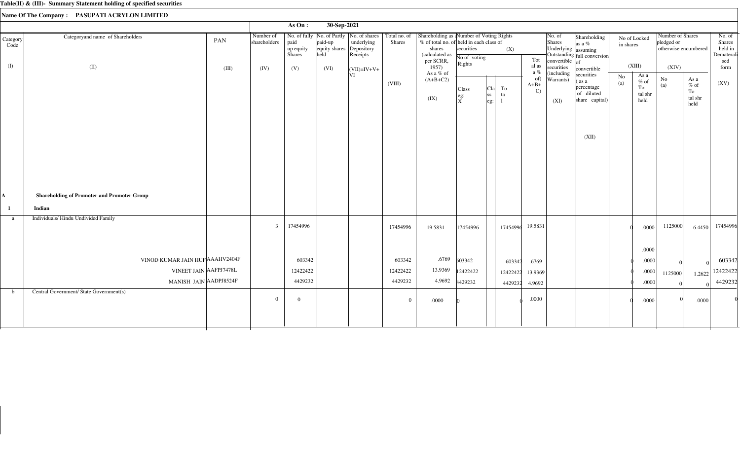**Table(II) & (III)- Summary Statement holding of specified securities**

**Name Of The Company : PASUPATI ACRYLON LIMITED**

**As On : 30-Sep-2021**

| Category Code (I) | Categoryand name of Shareholders (II) | PAN (III) | Number of shareholders (IV) | No. of fully paid up equity Shares (V) | No. of Partly paid-up equity shares held (VI) | No. of shares underlying Depository Receipts (VII)=IV+V+VI | Total no. of Shares (VIII) | Shareholding as a % of total no. of shares (calculated as per SCRR, 1957) As a % of (A+B+C2) (IX) | Number of Voting Rights held in each class of securities (X) No of voting Rights Class eg: X | Class eg: | Total | Total as a % of(A+B+C) | No. of Shares Underlying Outstanding convertible securities (including Warrants) (XI) | Shareholding as a % assuming full conversion of convertible securities ( as a percentage of diluted share capital) (XII) | No of Locked in shares (XIII) No (a) | As a % of Total shr held | Number of Shares pledged or otherwise encumbered (XIV) No (a) | As a % of Total shr held | No. of Shares held in Dematerialised form (XV) |
|---|---|---|---|---|---|---|---|---|---|---|---|---|---|---|---|---|---|---|---|
| **A** | **Shareholding of Promoter and Promoter Group** | | | | | | | | | | | | | | | | | | |
| **1** | **Indian** | | | | | | | | | | | | | | | | | | |
| a | Individuals/ Hindu Undivided Family | | 3 | 17454996 | | | 17454996 | 19.5831 | 17454996 | | 17454996 | 19.5831 | | | 0 | .0000 | 1125000 | 6.4450 | 17454996 |
| | | | | | | | | | | | | | | | | .0000 | | | |
| | VINOD KUMAR JAIN HUF | AAAHV2404F | | 603342 | | | 603342 | .6769 | 603342 | | 603342 | .6769 | | | 0 | .0000 | 0 | 0 | 603342 |
| | VINEET JAIN | AAFPJ7478L | | 12422422 | | | 12422422 | 13.9369 | 12422422 | | 12422422 | 13.9369 | | | 0 | .0000 | 1125000 | 1.2622 | 12422422 |
| | MANISH JAIN | AADPJ8524F | | 4429232 | | | 4429232 | 4.9692 | 4429232 | | 4429232 | 4.9692 | | | 0 | .0000 | 0 | 0 | 4429232 |
| b | Central Government/ State Government(s) | | 0 | 0 | | | 0 | .0000 | 0 | | 0 | .0000 | | | 0 | .0000 | 0 | .0000 | 0 |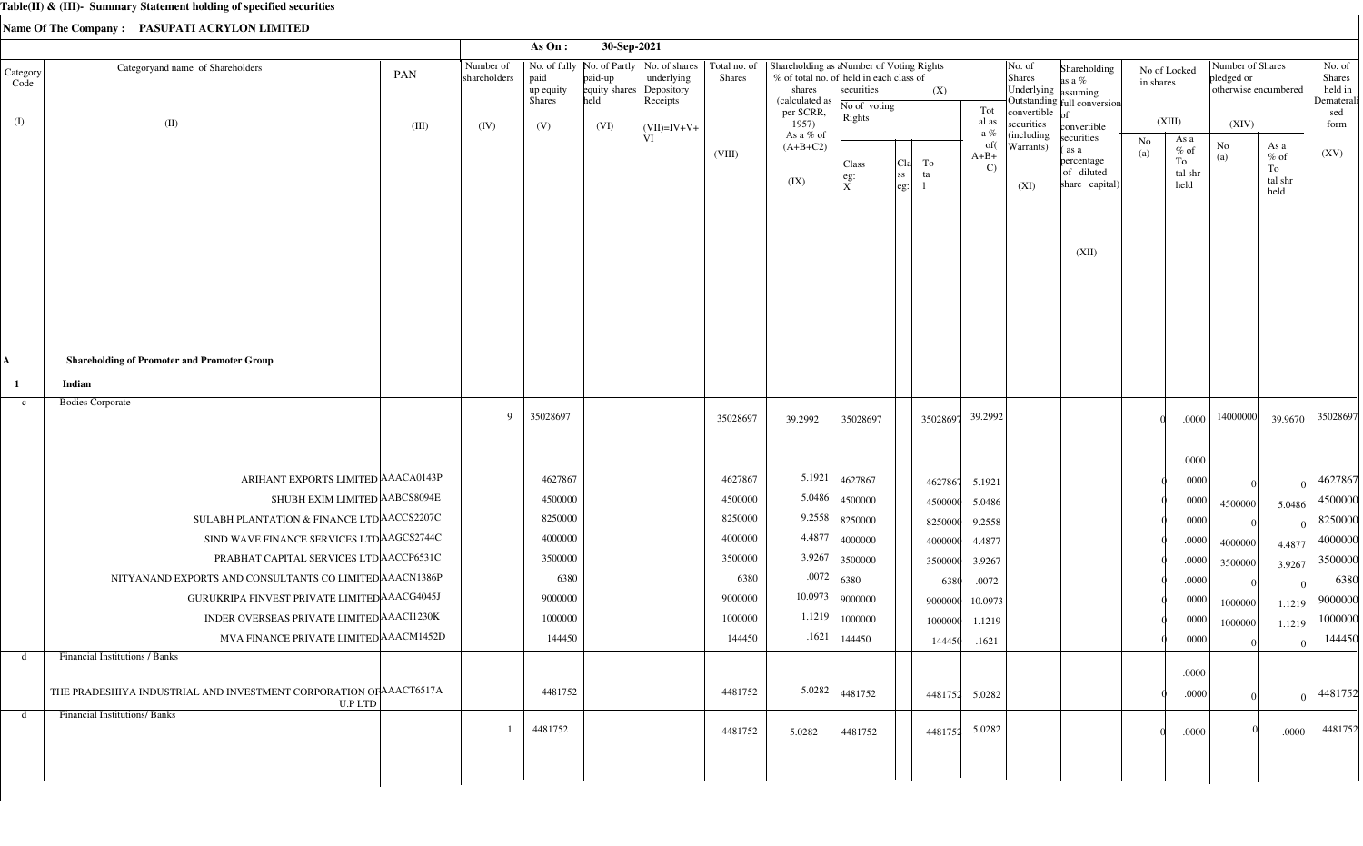**Table(II) & (III)- Summary Statement holding of specified securities**

**Name Of The Company : PASUPATI ACRYLON LIMITED**

**As On : 30-Sep-2021**

| Category Code (I) | Categoryand name of Shareholders (II) | PAN (III) | Number of shareholders (IV) | No. of fully paid up equity Shares (V) | No. of Partly paid-up equity shares held (VI) | No. of shares underlying Depository Receipts (VI) | Total no. of Shares (VII)=IV+V+VI | Shareholding as a % of total no. of shares (calculated as per SCRR, 1957) As a % of (A+B+C2) (VIII) | Number of Voting Rights held in each class of securities (IX) - No of voting Rights - Class eg: X | Class eg: | Total | Total as a % of(A+B+C) | No. of Shares Underlying Outstanding convertible securities (including Warrants) (X) | Shareholding as a % assuming full conversion of convertible securities ( as a percentage of diluted share capital) (XI) | No of Locked in shares (XII) - No (a) | As a % of Total shr held | Number of Shares pledged or otherwise encumbered (XIII) - No (a) | As a % of Total shr held | No. of Shares held in Dematerialised form (XIV) |
|---|---|---|---|---|---|---|---|---|---|---|---|---|---|---|---|---|---|---|---|
| **A** | **Shareholding of Promoter and Promoter Group** | | | | | | | | | | | | | | | | | | |
| **1** | **Indian** | | | | | | | | | | | | | | | | | | |
| c | Bodies Corporate | | 9 | 35028697 | | | 35028697 | 39.2992 | 35028697 | | 35028697 | 39.2992 | | | 0 | .0000 | 14000000 | 39.9670 | 35028697 |
| | | | | | | | | | | | | | | | | .0000 | | | |
| | ARIHANT EXPORTS LIMITED | AAACA0143P | | 4627867 | | | 4627867 | 5.1921 | 4627867 | | 4627867 | 5.1921 | | | 0 | .0000 | 0 | 0 | 4627867 |
| | SHUBH EXIM LIMITED | AABCS8094E | | 4500000 | | | 4500000 | 5.0486 | 4500000 | | 4500000 | 5.0486 | | | 0 | .0000 | 4500000 | 5.0486 | 4500000 |
| | SULABH PLANTATION & FINANCE LTD | AACCS2207C | | 8250000 | | | 8250000 | 9.2558 | 8250000 | | 8250000 | 9.2558 | | | 0 | .0000 | 0 | 0 | 8250000 |
| | SIND WAVE FINANCE SERVICES LTD | AAGCS2744C | | 4000000 | | | 4000000 | 4.4877 | 4000000 | | 4000000 | 4.4877 | | | 0 | .0000 | 4000000 | 4.4877 | 4000000 |
| | PRABHAT CAPITAL SERVICES LTD | AACCP6531C | | 3500000 | | | 3500000 | 3.9267 | 3500000 | | 3500000 | 3.9267 | | | 0 | .0000 | 3500000 | 3.9267 | 3500000 |
| | NITYANAND EXPORTS AND CONSULTANTS CO LIMITED | AAACN1386P | | 6380 | | | 6380 | .0072 | 6380 | | 6380 | .0072 | | | 0 | .0000 | 0 | 0 | 6380 |
| | GURUKRIPA FINVEST PRIVATE LIMITED | AAACG4045J | | 9000000 | | | 9000000 | 10.0973 | 9000000 | | 9000000 | 10.0973 | | | 0 | .0000 | 1000000 | 1.1219 | 9000000 |
| | INDER OVERSEAS PRIVATE LIMITED | AAACI1230K | | 1000000 | | | 1000000 | 1.1219 | 1000000 | | 1000000 | 1.1219 | | | 0 | .0000 | 1000000 | 1.1219 | 1000000 |
| | MVA FINANCE PRIVATE LIMITED | AAACM1452D | | 144450 | | | 144450 | .1621 | 144450 | | 144450 | .1621 | | | 0 | .0000 | 0 | 0 | 144450 |
| d | Financial Institutions / Banks | | | | | | | | | | | | | | | .0000 | | | |
| | THE PRADESHIYA INDUSTRIAL AND INVESTMENT CORPORATION OF U.P LTD | AAACT6517A | | 4481752 | | | 4481752 | 5.0282 | 4481752 | | 4481752 | 5.0282 | | | 0 | .0000 | 0 | 0 | 4481752 |
| d | Financial Institutions/ Banks | | 1 | 4481752 | | | 4481752 | 5.0282 | 4481752 | | 4481752 | 5.0282 | | | 0 | .0000 | 0 | .0000 | 4481752 |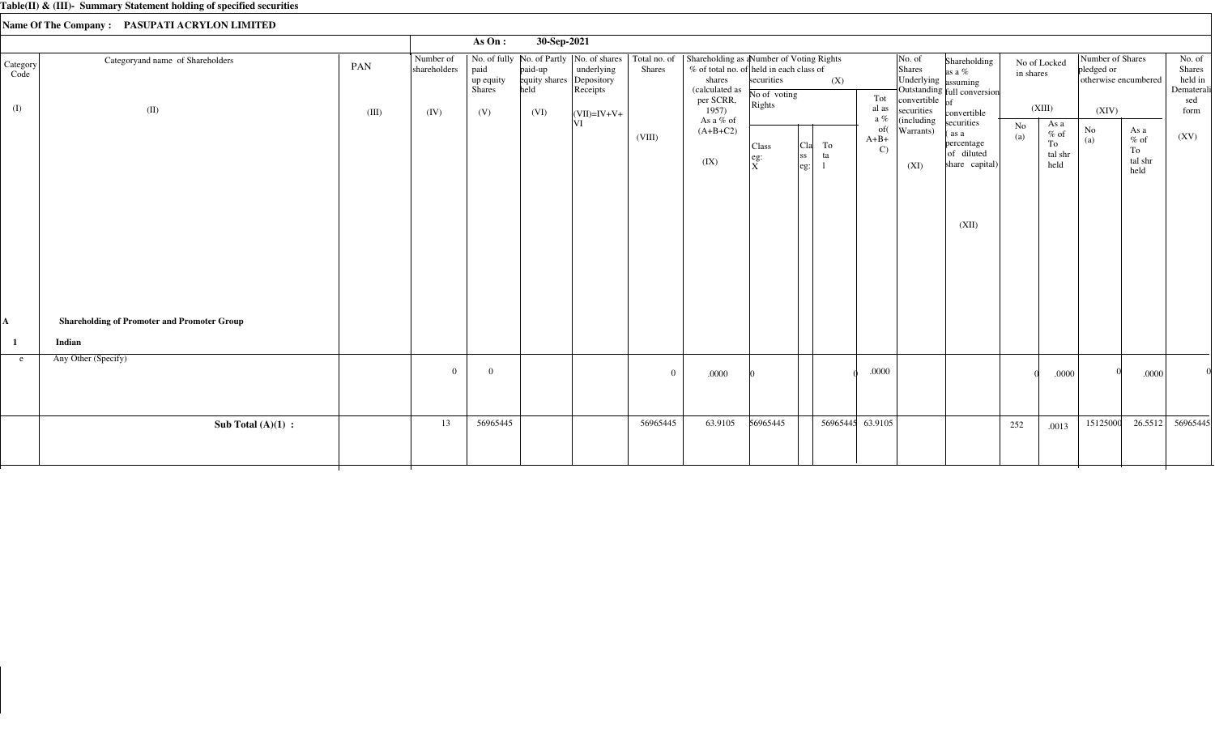**Table(II) & (III)- Summary Statement holding of specified securities**

**Name Of The Company : PASUPATI ACRYLON LIMITED**

**As On : 30-Sep-2021**

| Category Code (I) | Categoryand name of Shareholders (II) | PAN (III) | Number of shareholders (IV) | No. of fully paid up equity Shares (V) | No. of Partly paid-up equity shares held (VI) | No. of shares underlying Depository Receipts (VI) | Total no. of Shares (VII)=IV+V+VI | Shareholding as a % of total no. of shares (calculated as per SCRR, 1957) As a % of (A+B+C2) (VIII) | Number of Voting Rights held in each class of securities (IX) - No of voting Rights - Class eg: X | Class eg: y | Total | Total as a % of (A+B+C) | No. of Shares Underlying Outstanding convertible securities (including Warrants) (X) | Shareholding as a % assuming full conversion of convertible securities ( as a percentage of diluted share capital) (XI) | No of Locked in shares (XII) No (a) | As a % of Total shr held | Number of Shares pledged or otherwise encumbered (XIII) No (a) | As a % of Total shr held | No. of Shares held in Dematerali sed form (XIV) |
|---|---|---|---|---|---|---|---|---|---|---|---|---|---|---|---|---|---|---|---|
| **A** | **Shareholding of Promoter and Promoter Group** | | | | | | | | | | | | | | | | | | |
| **1** | **Indian** | | | | | | | | | | | | | | | | | | |
| e | Any Other (Specify) | | 0 | 0 | | | 0 | .0000 | 0 | | 0 | .0000 | | | 0 | .0000 | 0 | .0000 | 0 |
| | **Sub Total (A)(1) :** | | 13 | 56965445 | | | 56965445 | 63.9105 | 56965445 | | 56965445 | 63.9105 | | | 252 | .0013 | 15125000 | 26.5512 | 56965445 |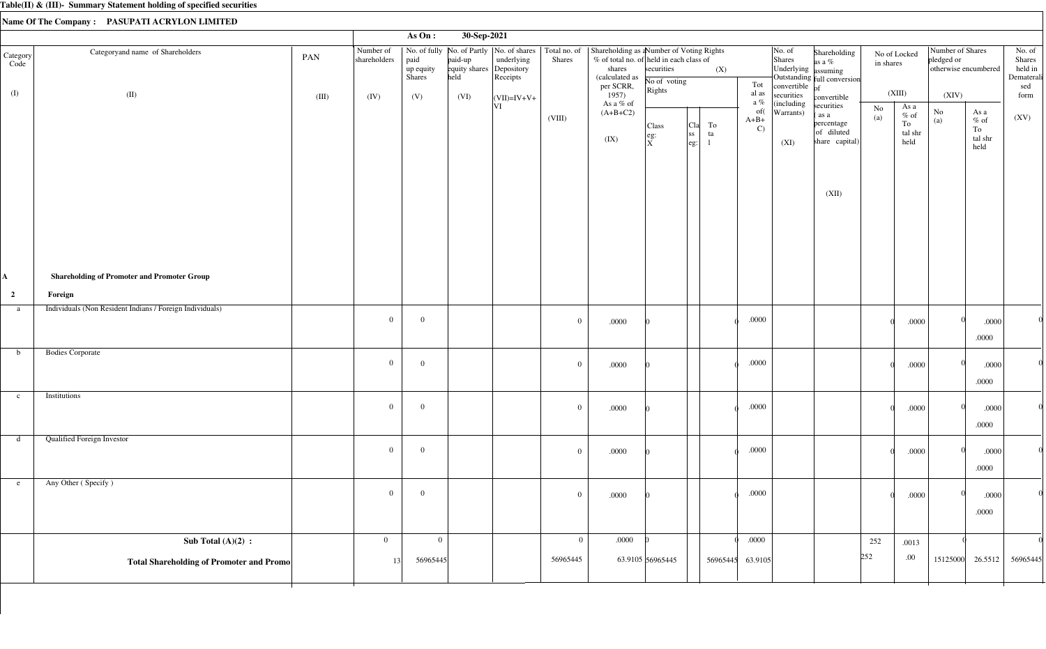**Table(II) & (III)- Summary Statement holding of specified securities**

**Name Of The Company : PASUPATI ACRYLON LIMITED**

**As On : 30-Sep-2021**

| Category Code (I) | Categoryand name of Shareholders (II) | PAN (III) | Number of shareholders (IV) | No. of fully paid up equity Shares (V) | No. of Partly paid-up equity shares held (VI) | No. of shares underlying Depository Receipts (VII)=IV+V+VI | Total no. of Shares (VIII) | Shareholding as a % of total no. of shares (calculated as per SCRR, 1957) As a % of (A+B+C2) (IX) | Number of Voting Rights held in each class of securities (X) | | | | No. of Shares Underlying Outstanding convertible securities (including Warrants) (XI) | Shareholding as a % assuming full conversion of convertible securities ( as a percentage of diluted share capital) (XII) | No of Locked in shares (XIII) | | Number of Shares pledged or otherwise encumbered (XIV) | | No. of Shares held in Dematerialised form (XV) |
|---|---|---|---|---|---|---|---|---|---|---|---|---|---|---|---|---|---|---|---|
| | | | | | | | | | No of voting Rights: Class eg: X | Class eg: y | Total | Total as a % of (A+B+C) | | | No (a) | As a % of Total shr held | No (a) | As a % of Total shr held | |
| **A** | **Shareholding of Promoter and Promoter Group** | | | | | | | | | | | | | | | | | | |
| **2** | **Foreign** | | | | | | | | | | | | | | | | | | |
| a | Individuals (Non Resident Indians / Foreign Individuals) | | 0 | 0 | | | 0 | .0000 | 0 | | 0 | .0000 | | | 0 | .0000 | 0 | .0000 .0000 | 0 |
| b | Bodies Corporate | | 0 | 0 | | | 0 | .0000 | 0 | | 0 | .0000 | | | 0 | .0000 | 0 | .0000 .0000 | 0 |
| c | Institutions | | 0 | 0 | | | 0 | .0000 | 0 | | 0 | .0000 | | | 0 | .0000 | 0 | .0000 .0000 | 0 |
| d | Qualified Foreign Investor | | 0 | 0 | | | 0 | .0000 | 0 | | 0 | .0000 | | | 0 | .0000 | 0 | .0000 .0000 | 0 |
| e | Any Other ( Specify ) | | 0 | 0 | | | 0 | .0000 | 0 | | 0 | .0000 | | | 0 | .0000 | 0 | .0000 .0000 | 0 |
| | **Sub Total (A)(2) :** | | 0 | 0 | | | 0 | .0000 | 0 | | 0 | .0000 | | | 252 | .0013 | 0 | | 0 |
| | **Total Shareholding of Promoter and Promo** | | 13 | 56965445 | | | 56965445 | 63.9105 | 56965445 | | 56965445 | 63.9105 | | | 252 | .00 | 15125000 | 26.5512 | 56965445 |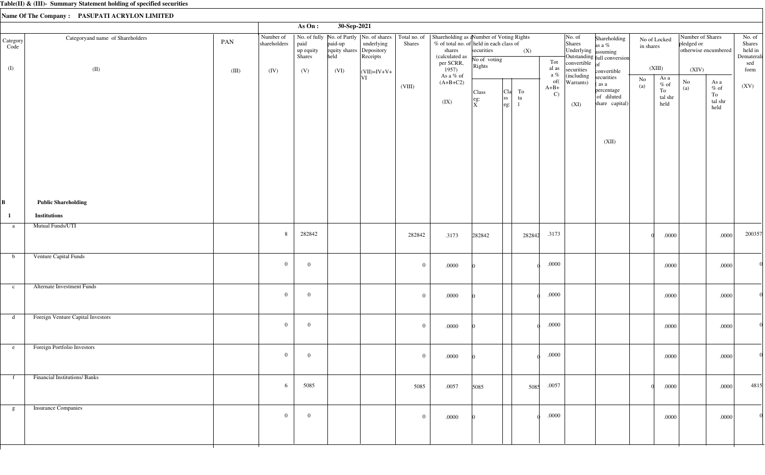**Table(II) & (III)- Summary Statement holding of specified securities**

**Name Of The Company : PASUPATI ACRYLON LIMITED**

**As On : 30-Sep-2021**

| Category Code (I) | Categoryand name of Shareholders (II) | PAN (III) | Number of shareholders (IV) | No. of fully paid up equity Shares (V) | No. of Partly paid-up equity shares held (VI) | No. of shares underlying Depository Receipts (VI) | Total no. of Shares (VII)=IV+V+VI (VIII) | Shareholding as a % of total no. of shares (calculated as per SCRR, 1957) As a % of (A+B+C2) (IX) | Number of Voting Rights held in each class of securities (X) No of voting Rights Class eg: X | Class eg: | Total | Total as a % of (A+B+C) | No. of Shares Underlying Outstanding convertible securities (including Warrants) (XI) | Shareholding as a % assuming full conversion of convertible securities ( as a percentage of diluted share capital) (XII) | No of Locked in shares (XIII) No (a) | As a % of Total shr held | Number of Shares pledged or otherwise encumbered (XIV) No (a) | As a % of Total shr held | No. of Shares held in Dematerialised form (XV) |
|---|---|---|---|---|---|---|---|---|---|---|---|---|---|---|---|---|---|---|---|
| **B** | **Public Shareholding** | | | | | | | | | | | | | | | | | | |
| **1** | **Institutions** | | | | | | | | | | | | | | | | | | |
| a | Mutual Funds/UTI | | 8 | 282842 | | | 282842 | .3173 | 282842 | | 282842 | .3173 | | | 0 | .0000 | | .0000 | 200357 |
| b | Venture Capital Funds | | 0 | 0 | | | 0 | .0000 | 0 | | 0 | .0000 | | | | .0000 | | .0000 | 0 |
| c | Alternate Investment Funds | | 0 | 0 | | | 0 | .0000 | 0 | | 0 | .0000 | | | | .0000 | | .0000 | 0 |
| d | Foreign Venture Capital Investors | | 0 | 0 | | | 0 | .0000 | 0 | | 0 | .0000 | | | | .0000 | | .0000 | 0 |
| e | Foreign Portfolio Investors | | 0 | 0 | | | 0 | .0000 | 0 | | 0 | .0000 | | | | .0000 | | .0000 | 0 |
| f | Financial Institutions/ Banks | | 6 | 5085 | | | 5085 | .0057 | 5085 | | 5085 | .0057 | | | 0 | .0000 | | .0000 | 4815 |
| g | Insurance Companies | | 0 | 0 | | | 0 | .0000 | 0 | | 0 | .0000 | | | | .0000 | | .0000 | 0 |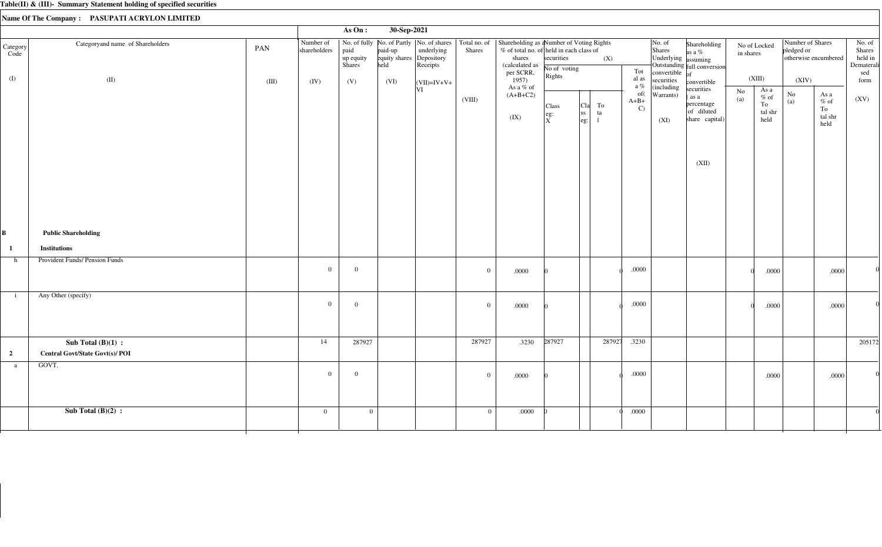**Table(II) & (III)- Summary Statement holding of specified securities**

**Name Of The Company : PASUPATI ACRYLON LIMITED**

**As On : 30-Sep-2021**

| Category Code (I) | Categoryand name of Shareholders (II) | PAN (III) | Number of shareholders (IV) | No. of fully paid up equity Shares (V) | No. of Partly paid-up equity shares held (VI) | No. of shares underlying Depository Receipts (VI) | Total no. of Shares (VII)=IV+V+VI | Shareholding as a % of total no. of shares (calculated as per SCRR, 1957) As a % of (A+B+C2) (VIII) | Number of Voting Rights held in each class of securities (IX) - No of voting Rights - Class eg: X | Class eg: | Total | Total as a % of(A+B+C) | No. of Shares Underlying Outstanding convertible securities (including Warrants) (X) | Shareholding as a % assuming full conversion of convertible securities ( as a percentage of diluted share capital) (XI) | No of Locked in shares (XII) - No (a) | As a % of Total shr held | Number of Shares pledged or otherwise encumbered (XIII) - No (a) | As a % of Total shr held | No. of Shares held in Dematerialised form (XIV) |
|---|---|---|---|---|---|---|---|---|---|---|---|---|---|---|---|---|---|---|---|
| **B** | **Public Shareholding** | | | | | | | | | | | | | | | | | | |
| **1** | **Institutions** | | | | | | | | | | | | | | | | | | |
| h | Provident Funds/ Pension Funds | | 0 | 0 | | | 0 | .0000 | 0 | | 0 | .0000 | | | 0 | .0000 | | .0000 | 0 |
| i | Any Other (specify) | | 0 | 0 | | | 0 | .0000 | 0 | | 0 | .0000 | | | 0 | .0000 | | .0000 | 0 |
| | **Sub Total (B)(1) :** | | 14 | 287927 | | | 287927 | .3230 | 287927 | | 287927 | .3230 | | | | | | | 205172 |
| **2** | **Central Govt/State Govt(s)/ POI** | | | | | | | | | | | | | | | | | | |
| a | GOVT. | | 0 | 0 | | | 0 | .0000 | 0 | | 0 | .0000 | | | | .0000 | | .0000 | 0 |
| | **Sub Total (B)(2) :** | | 0 | 0 | | | 0 | .0000 | 0 | | 0 | .0000 | | | | | | | 0 |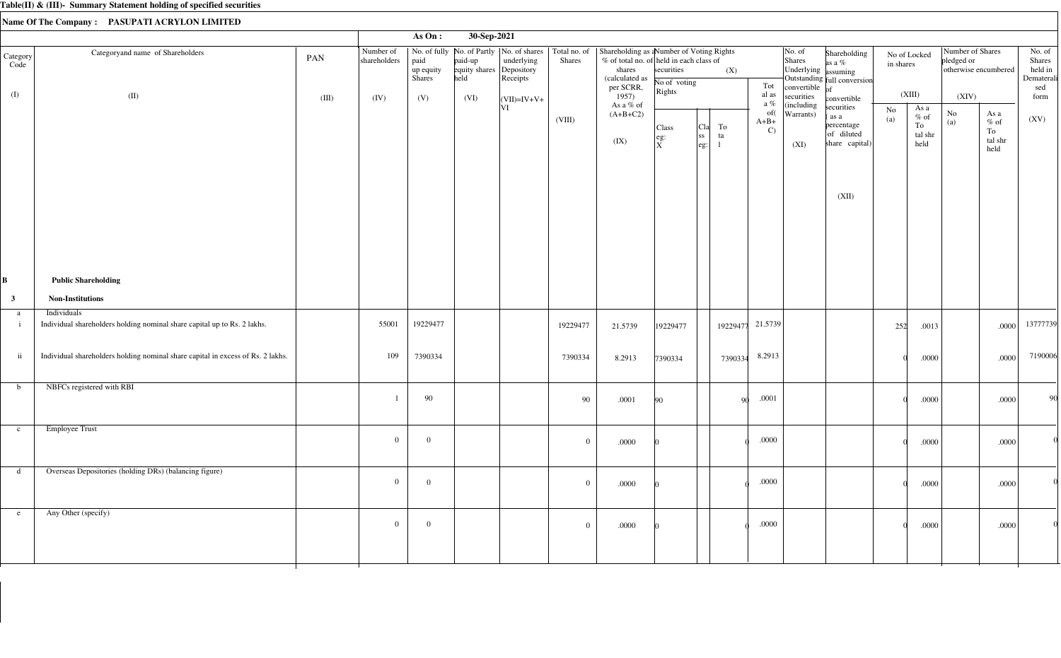**Table(II) & (III)- Summary Statement holding of specified securities**

**Name Of The Company : PASUPATI ACRYLON LIMITED**

**As On : 30-Sep-2021**

| Category Code | Categoryand name of Shareholders | PAN | Number of shareholders | No. of fully paid up equity Shares | No. of Partly paid-up equity shares held | No. of shares underlying Depository Receipts | Total no. of Shares | Shareholding as a % of total no. of shares (calculated as per SCRR, 1957) As a % of (A+B+C2) | Number of Voting Rights held in each class of securities (X) | | | | No. of Shares Underlying Outstanding convertible securities (including Warrants) | Shareholding as a % assuming full conversion of convertible securities ( as a percentage of diluted share capital) | No of Locked in shares (XIII) | | Number of Shares pledged or otherwise encumbered (XIV) | | No. of Shares held in Dematerialised form |
|---|---|---|---|---|---|---|---|---|---|---|---|---|---|---|---|---|---|---|---|
| | | | | | | | | | No of voting Rights | | | Total as a % of(A+B+C) | | | | | | | |
| | | | | | | | | | Class eg: X | Class eg: | Total | | | | No (a) | As a % of Total shr held | No (a) | As a % of Total shr held | |
| (I) | (II) | (III) | (IV) | (V) | (VI) | (VII)=IV+V+VI | (VIII) | (IX) | | | | | (XI) | (XII) | | | | | (XV) |
| **B** | **Public Shareholding** | | | | | | | | | | | | | | | | | | |
| **3** | **Non-Institutions** | | | | | | | | | | | | | | | | | | |
| a | Individuals | | | | | | | | | | | | | | | | | | |
| i | Individual shareholders holding nominal share capital up to Rs. 2 lakhs. | | 55001 | 19229477 | | | 19229477 | 21.5739 | 19229477 | | 19229477 | 21.5739 | | | 252 | .0013 | | .0000 | 13777739 |
| ii | Individual shareholders holding nominal share capital in excess of Rs. 2 lakhs. | | 109 | 7390334 | | | 7390334 | 8.2913 | 7390334 | | 7390334 | 8.2913 | | | 0 | .0000 | | .0000 | 7190006 |
| b | NBFCs registered with RBI | | 1 | 90 | | | 90 | .0001 | 90 | | 90 | .0001 | | | 0 | .0000 | | .0000 | 90 |
| c | Employee Trust | | 0 | 0 | | | 0 | .0000 | 0 | | 0 | .0000 | | | 0 | .0000 | | .0000 | 0 |
| d | Overseas Depositories (holding DRs) (balancing figure) | | 0 | 0 | | | 0 | .0000 | 0 | | 0 | .0000 | | | 0 | .0000 | | .0000 | 0 |
| e | Any Other (specify) | | 0 | 0 | | | 0 | .0000 | 0 | | 0 | .0000 | | | 0 | .0000 | | .0000 | 0 |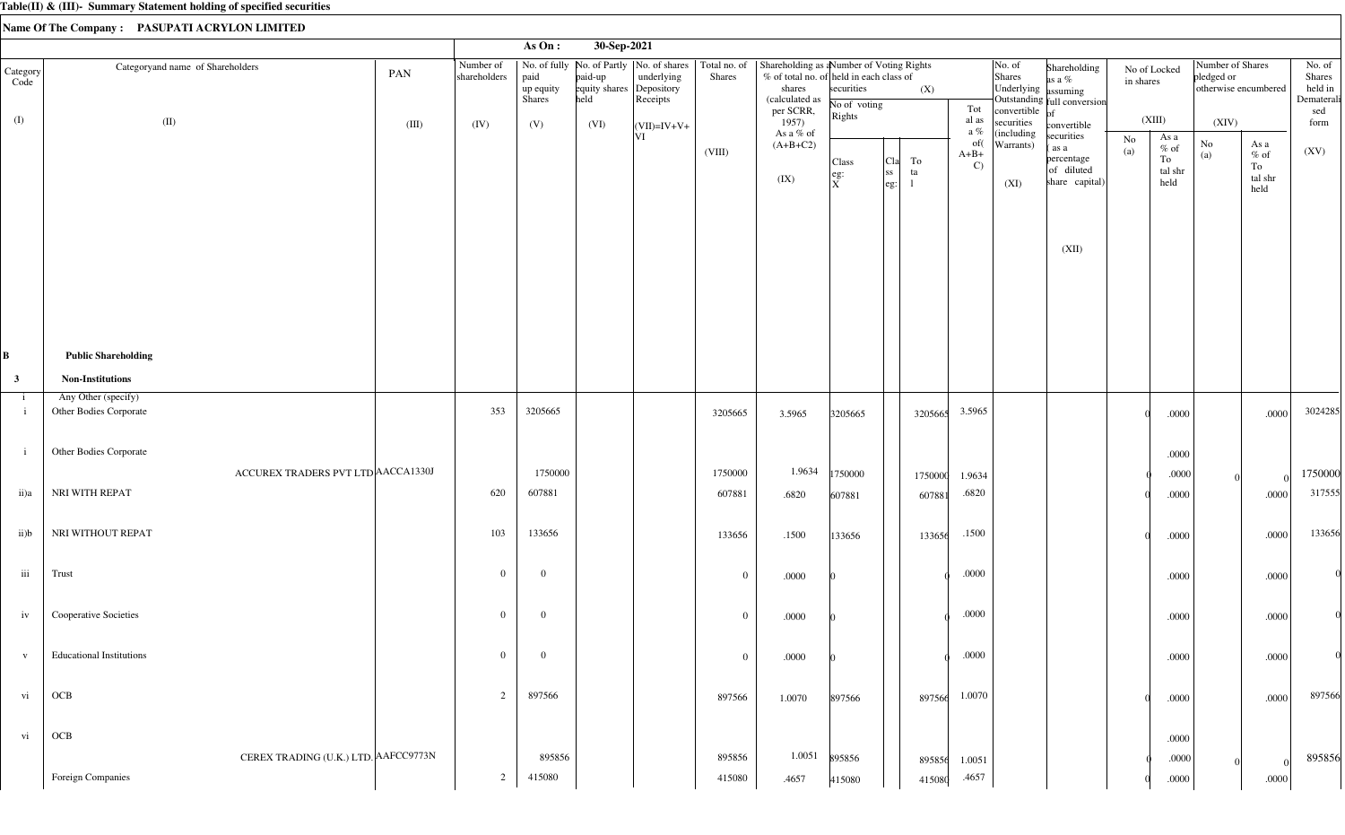**Table(II) & (III)- Summary Statement holding of specified securities**

**Name Of The Company : PASUPATI ACRYLON LIMITED**

**As On : 30-Sep-2021**

| Category Code (I) | Categoryand name of Shareholders (II) | PAN (III) | Number of shareholders (IV) | No. of fully paid up equity Shares (V) | No. of Partly paid-up equity shares held (VI) | No. of shares underlying Depository Receipts | Total no. of Shares (VII)=IV+V+VI (VIII) | Shareholding as a % of total no. of shares (calculated as per SCRR, 1957) As a % of (A+B+C2) (IX) | Number of Voting Rights held in each class of securities (X) No of voting Rights Class eg: X | Class eg: | Total | Total as a % of(A+B+C) | No. of Shares Underlying Outstanding convertible securities (including Warrants) (XI) | Shareholding as a % assuming full conversion of convertible securities ( as a percentage of diluted share capital) (XII) | No of Locked in shares (XIII) No (a) | As a % of Total shr held | Number of Shares pledged or otherwise encumbered (XIV) No (a) | As a % of Total shr held | No. of Shares held in Dematerialised form (XV) |
|---|---|---|---|---|---|---|---|---|---|---|---|---|---|---|---|---|---|---|---|
| **B** | **Public Shareholding** | | | | | | | | | | | | | | | | | | |
| **3** | **Non-Institutions** | | | | | | | | | | | | | | | | | | |
| i | Any Other (specify) | | | | | | | | | | | | | | | | | | |
| i | Other Bodies Corporate | | 353 | 3205665 | | | 3205665 | 3.5965 | 3205665 | | 3205665 | 3.5965 | | | 0 | .0000 | | .0000 | 3024285 |
| i | Other Bodies Corporate | | | | | | | | | | | | | | | .0000 | | | |
| | ACCUREX TRADERS PVT LTD | AACCA1330J | | 1750000 | | | 1750000 | 1.9634 | 1750000 | | 1750000 | 1.9634 | | | 0 | .0000 | 0 | 0 | 1750000 |
| ii)a | NRI WITH REPAT | | 620 | 607881 | | | 607881 | .6820 | 607881 | | 607881 | .6820 | | | 0 | .0000 | | .0000 | 317555 |
| ii)b | NRI WITHOUT REPAT | | 103 | 133656 | | | 133656 | .1500 | 133656 | | 133656 | .1500 | | | 0 | .0000 | | .0000 | 133656 |
| iii | Trust | | 0 | 0 | | | 0 | .0000 | 0 | | 0 | .0000 | | | | .0000 | | .0000 | 0 |
| iv | Cooperative Societies | | 0 | 0 | | | 0 | .0000 | 0 | | 0 | .0000 | | | | .0000 | | .0000 | 0 |
| v | Educational Institutions | | 0 | 0 | | | 0 | .0000 | 0 | | 0 | .0000 | | | | .0000 | | .0000 | 0 |
| vi | OCB | | 2 | 897566 | | | 897566 | 1.0070 | 897566 | | 897566 | 1.0070 | | | 0 | .0000 | | .0000 | 897566 |
| vi | OCB | | | | | | | | | | | | | | | .0000 | | | |
| | CEREX TRADING (U.K.) LTD. | AAFCC9773N | | 895856 | | | 895856 | 1.0051 | 895856 | | 895856 | 1.0051 | | | 0 | .0000 | 0 | 0 | 895856 |
| | Foreign Companies | | 2 | 415080 | | | 415080 | .4657 | 415080 | | 415080 | .4657 | | | 0 | .0000 | | .0000 | |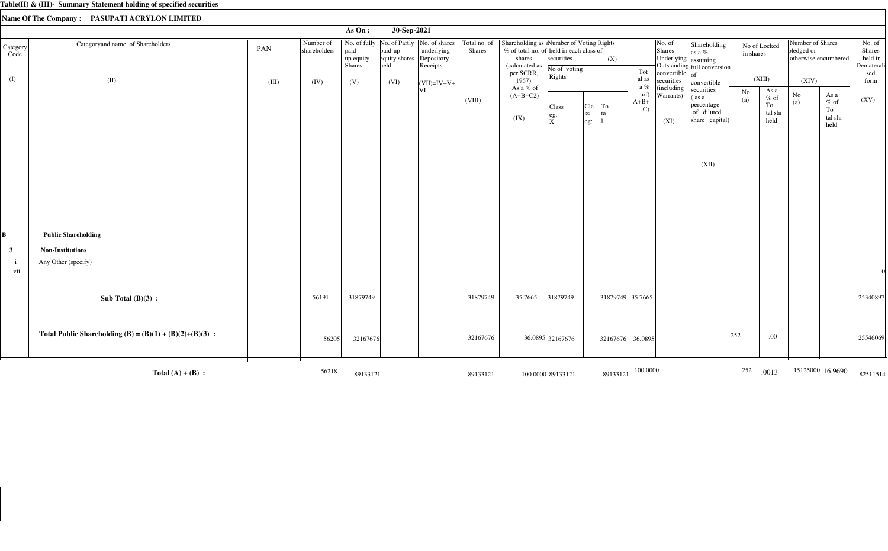**Table(II) & (III)- Summary Statement holding of specified securities**

**Name Of The Company : PASUPATI ACRYLON LIMITED**

**As On : 30-Sep-2021**

| Category Code (I) | Categoryand name of Shareholders (II) | PAN (III) | Number of shareholders (IV) | No. of fully paid up equity Shares (V) | No. of Partly paid-up equity shares held (VI) | No. of shares underlying Depository Receipts (VI) | Total no. of Shares (VII)=IV+V+VI (VIII) | Shareholding as a % of total no. of shares (calculated as per SCRR, 1957) As a % of (A+B+C2) (IX) | Number of Voting Rights held in each class of securities (X) No of voting Rights Class eg: X | Class eg: | Total | Total as a % of(A+B+C) | No. of Shares Underlying Outstanding convertible securities (including Warrants) (XI) | Shareholding as a % assuming full conversion of convertible securities ( as a percentage of diluted share capital) (XII) | No of Locked in shares (XIII) No (a) | As a % of Total shr held | Number of Shares pledged or otherwise encumbered (XIV) No (a) | As a % of Total shr held | No. of Shares held in Dematerialised form (XV) |
|---|---|---|---|---|---|---|---|---|---|---|---|---|---|---|---|---|---|---|---|
| **B** | **Public Shareholding** | | | | | | | | | | | | | | | | | | |
| **3** | **Non-Institutions** | | | | | | | | | | | | | | | | | | |
| i | Any Other (specify) | | | | | | | | | | | | | | | | | | |
| vii | | | | | | | | | | | | | | | | | | | 0 |
| | **Sub Total (B)(3) :** | | 56191 | 31879749 | | | 31879749 | 35.7665 | 31879749 | | 31879749 | 35.7665 | | | | | | | 25340897 |
| | **Total Public Shareholding (B) = (B)(1) + (B)(2)+(B)(3) :** | | 56205 | 32167676 | | | 32167676 | 36.0895 | 32167676 | | 32167676 | 36.0895 | | | 252 | .00 | | | 25546069 |
| | **Total (A) + (B) :** | | 56218 | 89133121 | | | 89133121 | 100.0000 | 89133121 | | 89133121 | 100.0000 | | | 252 | .0013 | 15125000 | 16.9690 | 82511514 |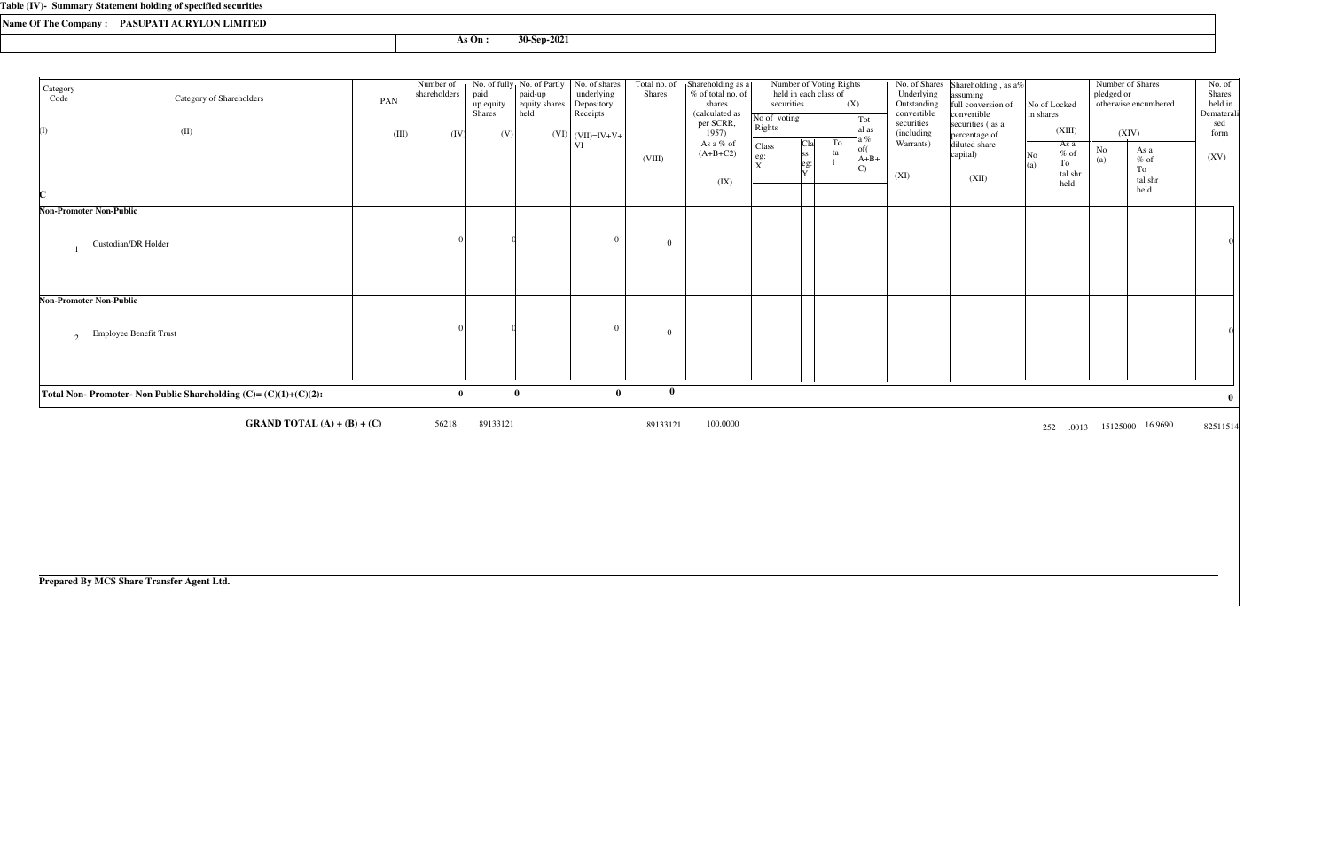**Table (IV)- Summary Statement holding of specified securities**

**Name Of The Company : PASUPATI ACRYLON LIMITED**

**As On : 30-Sep-2021**

| Category Code (I) | Category of Shareholders (II) | PAN (III) | Number of shareholders (IV) | No. of fully paid up equity Shares (V) | No. of Partly paid-up equity shares held (VI) | No. of shares underlying Depository Receipts (VII)=IV+V+VI | Total no. of Shares (VIII) | Shareholding as a % of total no. of shares (calculated as per SCRR, 1957) As a % of (A+B+C2) (IX) | Number of Voting Rights held in each class of securities (X) | | | | No. of Shares Underlying Outstanding convertible securities (including Warrants) (XI) | Shareholding , as a% assuming full conversion of convertible securities ( as a percentage of diluted share capital) (XII) | No of Locked in shares (XIII) | | Number of Shares pledged or otherwise encumbered (XIV) | | No. of Shares held in Demateralised form (XV) |
|---|---|---|---|---|---|---|---|---|---|---|---|---|---|---|---|---|---|---|---|
| | | | | | | | | | No of voting Rights | | | Total as a % of (A+B+C) | | | | | | | |
| | | | | | | | | | Class eg: X | Class eg: Y | Total | | | | No (a) | As a % of Total shr held | No (a) | As a % of Total shr held | |
| **C** | | | | | | | | | | | | | | | | | | | |
| **Non-Promoter Non-Public** | | | | | | | | | | | | | | | | | | | |
| 1 | Custodian/DR Holder | | 0 | 0 | | 0 | 0 | | | | | | | | | | | | 0 |
| **Non-Promoter Non-Public** | | | | | | | | | | | | | | | | | | | |
| 2 | Employee Benefit Trust | | 0 | 0 | | 0 | 0 | | | | | | | | | | | | 0 |
| **Total Non- Promoter- Non Public Shareholding (C)= (C)(1)+(C)(2):** | | | **0** | **0** | | **0** | **0** | | | | | | | | | | | | **0** |
| | **GRAND TOTAL (A) + (B) + (C)** | | 56218 | 89133121 | | | 89133121 | 100.0000 | | | | | | | 252 | .0013 | 15125000 | 16.9690 | 82511514 |

**Prepared By MCS Share Transfer Agent Ltd.**